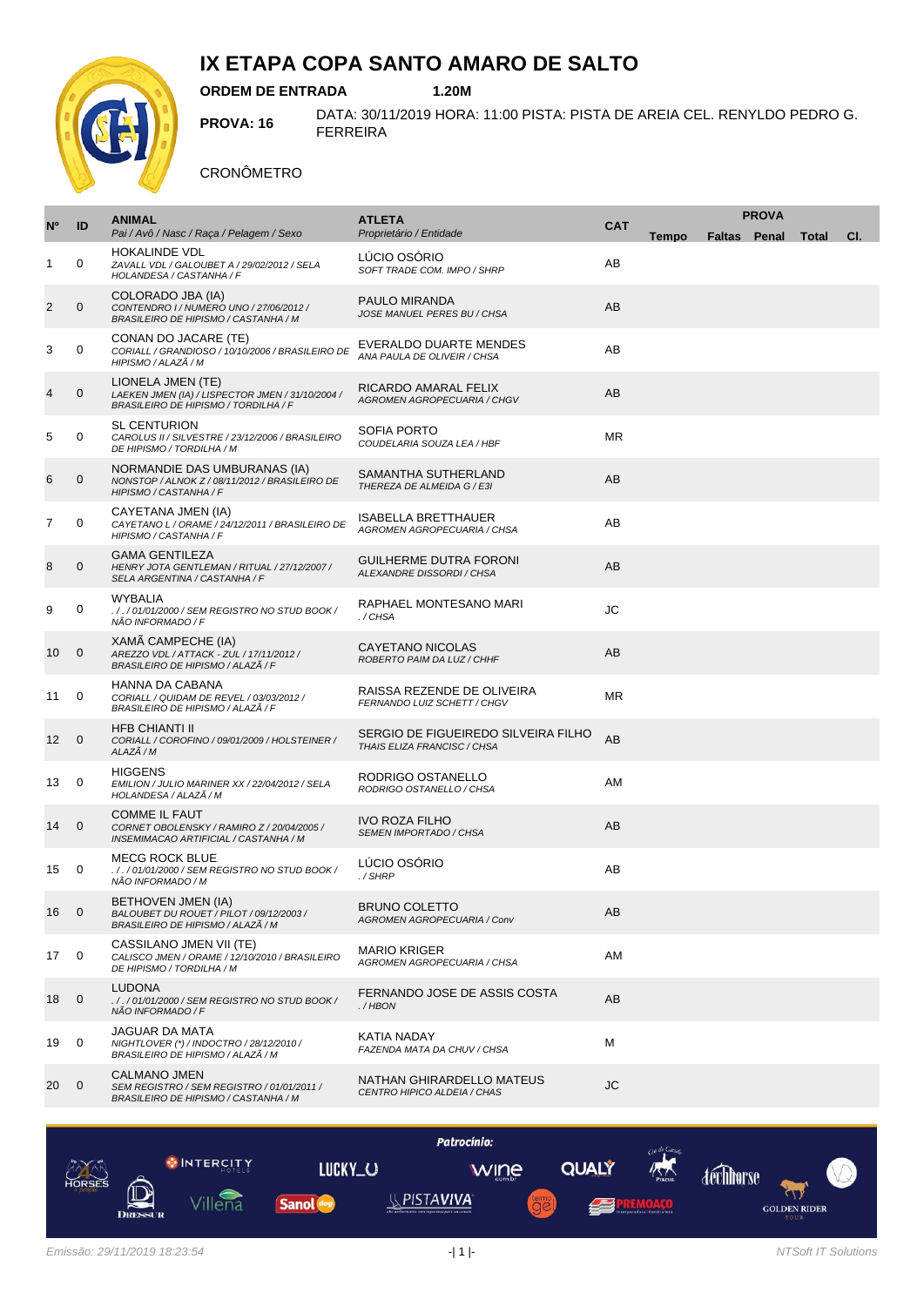# IX ETAPA COPA SANTO AMARO DE SALTO

**ORDEM DE ENTRADA** **1.20M**

**PROVA: 16** DATA: 30/11/2019 HORA: 11:00 PISTA: PISTA DE AREIA CEL. RENYLDO PEDRO G. FERREIRA

CRONÔMETRO

| Nº | ID | ANIMAL *Pai / Avô / Nasc / Raça / Pelagem / Sexo* | ATLETA *Proprietário / Entidade* | CAT | PROVA Tempo | Faltas | Penal | Total | Cl. |
|---|---|---|---|---|---|---|---|---|---|
| 1 | 0 | HOKALINDE VDL *ZAVALL VDL / GALOUBET A / 29/02/2012 / SELA HOLANDESA / CASTANHA / F* | LÚCIO OSÓRIO *SOFT TRADE COM. IMPO / SHRP* | AB | | | | | |
| 2 | 0 | COLORADO JBA (IA) *CONTENDRO I / NUMERO UNO / 27/06/2012 / BRASILEIRO DE HIPISMO / CASTANHA / M* | PAULO MIRANDA *JOSE MANUEL PERES BU / CHSA* | AB | | | | | |
| 3 | 0 | CONAN DO JACARE (TE) *CORIALL / GRANDIOSO / 10/10/2006 / BRASILEIRO DE HIPISMO / ALAZÃ / M* | EVERALDO DUARTE MENDES *ANA PAULA DE OLIVEIR / CHSA* | AB | | | | | |
| 4 | 0 | LIONELA JMEN (TE) *LAEKEN JMEN (IA) / LISPECTOR JMEN / 31/10/2004 / BRASILEIRO DE HIPISMO / TORDILHA / F* | RICARDO AMARAL FELIX *AGROMEN AGROPECUARIA / CHGV* | AB | | | | | |
| 5 | 0 | SL CENTURION *CAROLUS II / SILVESTRE / 23/12/2006 / BRASILEIRO DE HIPISMO / TORDILHA / M* | SOFIA PORTO *COUDELARIA SOUZA LEA / HBF* | MR | | | | | |
| 6 | 0 | NORMANDIE DAS UMBURANAS (IA) *NONSTOP / ALNOK Z / 08/11/2012 / BRASILEIRO DE HIPISMO / CASTANHA / F* | SAMANTHA SUTHERLAND *THEREZA DE ALMEIDA G / E3I* | AB | | | | | |
| 7 | 0 | CAYETANA JMEN (IA) *CAYETANO L / ORAME / 24/12/2011 / BRASILEIRO DE HIPISMO / CASTANHA / F* | ISABELLA BRETTHAUER *AGROMEN AGROPECUARIA / CHSA* | AB | | | | | |
| 8 | 0 | GAMA GENTILEZA *HENRY JOTA GENTLEMAN / RITUAL / 27/12/2007 / SELA ARGENTINA / CASTANHA / F* | GUILHERME DUTRA FORONI *ALEXANDRE DISSORDI / CHSA* | AB | | | | | |
| 9 | 0 | WYBALIA *. / . / 01/01/2000 / SEM REGISTRO NO STUD BOOK / NÃO INFORMADO / F* | RAPHAEL MONTESANO MARI *. / CHSA* | JC | | | | | |
| 10 | 0 | XAMÃ CAMPECHE (IA) *AREZZO VDL / ATTACK - ZUL / 17/11/2012 / BRASILEIRO DE HIPISMO / ALAZÃ / F* | CAYETANO NICOLAS *ROBERTO PAIM DA LUZ / CHHF* | AB | | | | | |
| 11 | 0 | HANNA DA CABANA *CORIALL / QUIDAM DE REVEL / 03/03/2012 / BRASILEIRO DE HIPISMO / ALAZÃ / F* | RAISSA REZENDE DE OLIVEIRA *FERNANDO LUIZ SCHETT / CHGV* | MR | | | | | |
| 12 | 0 | HFB CHIANTI II *CORIALL / COROFINO / 09/01/2009 / HOLSTEINER / ALAZÃ / M* | SERGIO DE FIGUEIREDO SILVEIRA FILHO *THAIS ELIZA FRANCISC / CHSA* | AB | | | | | |
| 13 | 0 | HIGGENS *EMILION / JULIO MARINER XX / 22/04/2012 / SELA HOLANDESA / ALAZÃ / M* | RODRIGO OSTANELLO *RODRIGO OSTANELLO / CHSA* | AM | | | | | |
| 14 | 0 | COMME IL FAUT *CORNET OBOLENSKY / RAMIRO Z / 20/04/2005 / INSEMINACAO ARTIFICIAL / CASTANHA / M* | IVO ROZA FILHO *SEMEN IMPORTADO / CHSA* | AB | | | | | |
| 15 | 0 | MECG ROCK BLUE *. / . / 01/01/2000 / SEM REGISTRO NO STUD BOOK / NÃO INFORMADO / M* | LÚCIO OSÓRIO *. / SHRP* | AB | | | | | |
| 16 | 0 | BETHOVEN JMEN (IA) *BALOUBET DU ROUET / PILOT / 09/12/2003 / BRASILEIRO DE HIPISMO / ALAZÃ / M* | BRUNO COLETTO *AGROMEN AGROPECUARIA / Conv* | AB | | | | | |
| 17 | 0 | CASSILANO JMEN VII (TE) *CALISCO JMEN / ORAME / 12/10/2010 / BRASILEIRO DE HIPISMO / TORDILHA / M* | MARIO KRIGER *AGROMEN AGROPECUARIA / CHSA* | AM | | | | | |
| 18 | 0 | LUDONA *. / . / 01/01/2000 / SEM REGISTRO NO STUD BOOK / NÃO INFORMADO / F* | FERNANDO JOSE DE ASSIS COSTA *. / HBON* | AB | | | | | |
| 19 | 0 | JAGUAR DA MATA *NIGHTLOVER (\*) / INDOCTRO / 28/12/2010 / BRASILEIRO DE HIPISMO / ALAZÃ / M* | KATIA NADAY *FAZENDA MATA DA CHUV / CHSA* | M | | | | | |
| 20 | 0 | CALMANO JMEN *SEM REGISTRO / SEM REGISTRO / 01/01/2011 / BRASILEIRO DE HIPISMO / CASTANHA / M* | NATHAN GHIRARDELLO MATEUS *CENTRO HIPICO ALDEIA / CHAS* | JC | | | | | |

*Patrocínio:* 4 HORSES, INTERCITY HOTELS, DRESSUR, Villena, LUCKY_U, Sanol dog, wine, PISTAVIVA, terra gel, QUALY, PREMOAÇO, Pirque, dechhorse, GOLDEN RIDER TOUR

*Emissão: 29/11/2019 18:23:54* *NTSoft IT Solutions*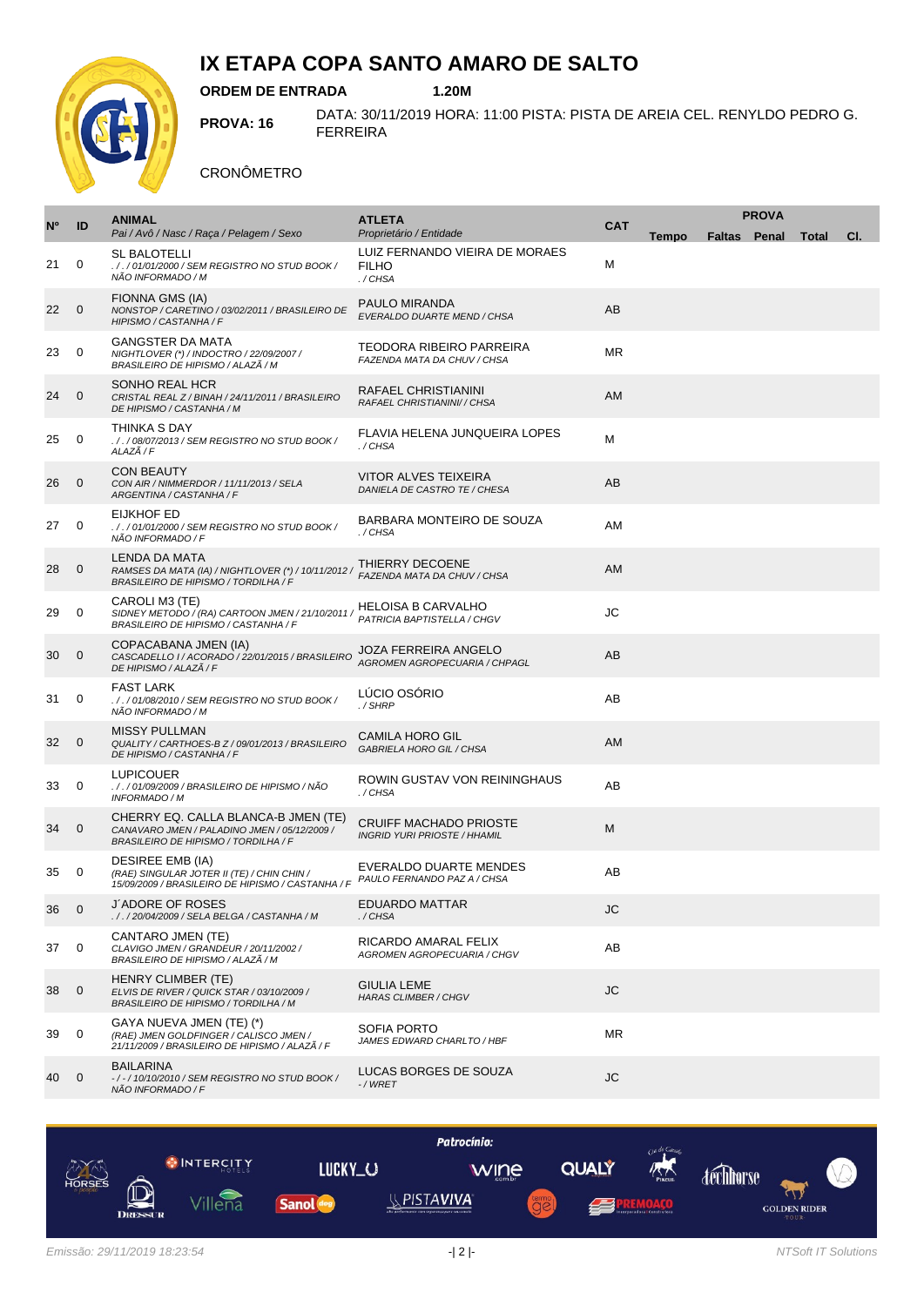# IX ETAPA COPA SANTO AMARO DE SALTO

**ORDEM DE ENTRADA** **1.20M**

**PROVA: 16** DATA: 30/11/2019 HORA: 11:00 PISTA: PISTA DE AREIA CEL. RENYLDO PEDRO G. FERREIRA

CRONÔMETRO

| Nº | ID | ANIMAL<br>*Pai / Avô / Nasc / Raça / Pelagem / Sexo* | ATLETA<br>*Proprietário / Entidade* | CAT | PROVA<br>Tempo | Faltas | Penal | Total | Cl. |
|---|---|---|---|---|---|---|---|---|---|
| 21 | 0 | SL BALOTELLI<br>*. / . / 01/01/2000 / SEM REGISTRO NO STUD BOOK / NÃO INFORMADO / M* | LUIZ FERNANDO VIEIRA DE MORAES FILHO<br>*. / CHSA* | M | | | | | |
| 22 | 0 | FIONNA GMS (IA)<br>*NONSTOP / CARETINO / 03/02/2011 / BRASILEIRO DE HIPISMO / CASTANHA / F* | PAULO MIRANDA<br>*EVERALDO DUARTE MEND / CHSA* | AB | | | | | |
| 23 | 0 | GANGSTER DA MATA<br>*NIGHTLOVER (*) / INDOCTRO / 22/09/2007 / BRASILEIRO DE HIPISMO / ALAZÃ / M* | TEODORA RIBEIRO PARREIRA<br>*FAZENDA MATA DA CHUV / CHSA* | MR | | | | | |
| 24 | 0 | SONHO REAL HCR<br>*CRISTAL REAL Z / BINAH / 24/11/2011 / BRASILEIRO DE HIPISMO / CASTANHA / M* | RAFAEL CHRISTIANINI<br>*RAFAEL CHRISTIANINI/ / CHSA* | AM | | | | | |
| 25 | 0 | THINKA S DAY<br>*. / . / 08/07/2013 / SEM REGISTRO NO STUD BOOK / ALAZÃ / F* | FLAVIA HELENA JUNQUEIRA LOPES<br>*. / CHSA* | M | | | | | |
| 26 | 0 | CON BEAUTY<br>*CON AIR / NIMMERDOR / 11/11/2013 / SELA ARGENTINA / CASTANHA / F* | VITOR ALVES TEIXEIRA<br>*DANIELA DE CASTRO TE / CHESA* | AB | | | | | |
| 27 | 0 | EIJKHOF ED<br>*. / . / 01/01/2000 / SEM REGISTRO NO STUD BOOK / NÃO INFORMADO / F* | BARBARA MONTEIRO DE SOUZA<br>*. / CHSA* | AM | | | | | |
| 28 | 0 | LENDA DA MATA<br>*RAMSES DA MATA (IA) / NIGHTLOVER (*) / 10/11/2012 / BRASILEIRO DE HIPISMO / TORDILHA / F* | THIERRY DECOENE<br>*FAZENDA MATA DA CHUV / CHSA* | AM | | | | | |
| 29 | 0 | CAROLI M3 (TE)<br>*SIDNEY METODO / (RA) CARTOON JMEN / 21/10/2011 / BRASILEIRO DE HIPISMO / CASTANHA / F* | HELOISA B CARVALHO<br>*PATRICIA BAPTISTELLA / CHGV* | JC | | | | | |
| 30 | 0 | COPACABANA JMEN (IA)<br>*CASCADELLO I / ACORADO / 22/01/2015 / BRASILEIRO DE HIPISMO / ALAZÃ / F* | JOZA FERREIRA ANGELO<br>*AGROMEN AGROPECUARIA / CHPAGL* | AB | | | | | |
| 31 | 0 | FAST LARK<br>*. / . / 01/08/2010 / SEM REGISTRO NO STUD BOOK / NÃO INFORMADO / M* | LÚCIO OSÓRIO<br>*. / SHRP* | AB | | | | | |
| 32 | 0 | MISSY PULLMAN<br>*QUALITY / CARTHOES-B Z / 09/01/2013 / BRASILEIRO DE HIPISMO / CASTANHA / F* | CAMILA HORO GIL<br>*GABRIELA HORO GIL / CHSA* | AM | | | | | |
| 33 | 0 | LUPICOUER<br>*. / . / 01/09/2009 / BRASILEIRO DE HIPISMO / NÃO INFORMADO / M* | ROWIN GUSTAV VON REININGHAUS<br>*. / CHSA* | AB | | | | | |
| 34 | 0 | CHERRY EQ. CALLA BLANCA-B JMEN (TE)<br>*CANAVARO JMEN / PALADINO JMEN / 05/12/2009 / BRASILEIRO DE HIPISMO / TORDILHA / F* | CRUIFF MACHADO PRIOSTE<br>*INGRID YURI PRIOSTE / HHAMIL* | M | | | | | |
| 35 | 0 | DESIREE EMB (IA)<br>*(RAE) SINGULAR JOTER II (TE) / CHIN CHIN / 15/09/2009 / BRASILEIRO DE HIPISMO / CASTANHA / F* | EVERALDO DUARTE MENDES<br>*PAULO FERNANDO PAZ A / CHSA* | AB | | | | | |
| 36 | 0 | J´ADORE OF ROSES<br>*. / . / 20/04/2009 / SELA BELGA / CASTANHA / M* | EDUARDO MATTAR<br>*. / CHSA* | JC | | | | | |
| 37 | 0 | CANTARO JMEN (TE)<br>*CLAVIGO JMEN / GRANDEUR / 20/11/2002 / BRASILEIRO DE HIPISMO / ALAZÃ / M* | RICARDO AMARAL FELIX<br>*AGROMEN AGROPECUARIA / CHGV* | AB | | | | | |
| 38 | 0 | HENRY CLIMBER (TE)<br>*ELVIS DE RIVER / QUICK STAR / 03/10/2009 / BRASILEIRO DE HIPISMO / TORDILHA / M* | GIULIA LEME<br>*HARAS CLIMBER / CHGV* | JC | | | | | |
| 39 | 0 | GAYA NUEVA JMEN (TE) (*)<br>*(RAE) JMEN GOLDFINGER / CALISCO JMEN / 21/11/2009 / BRASILEIRO DE HIPISMO / ALAZÃ / F* | SOFIA PORTO<br>*JAMES EDWARD CHARLTO / HBF* | MR | | | | | |
| 40 | 0 | BAILARINA<br>*- / - / 10/10/2010 / SEM REGISTRO NO STUD BOOK / NÃO INFORMADO / F* | LUCAS BORGES DE SOUZA<br>*- / WRET* | JC | | | | | |

*Patrocínio:*

Emissão: 29/11/2019 18:23:54 — NTSoft IT Solutions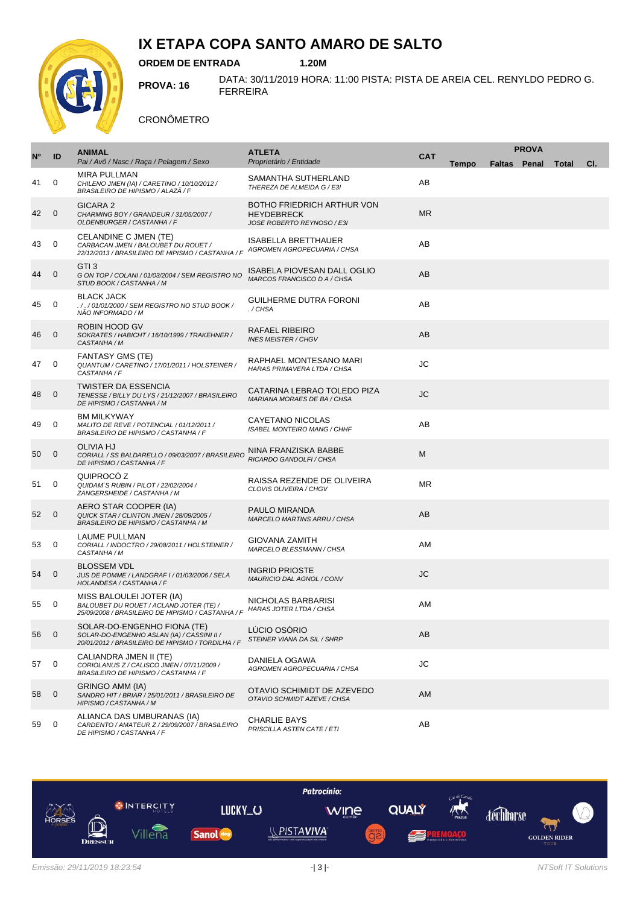# IX ETAPA COPA SANTO AMARO DE SALTO

**ORDEM DE ENTRADA** **1.20M**

**PROVA: 16** DATA: 30/11/2019 HORA: 11:00 PISTA: PISTA DE AREIA CEL. RENYLDO PEDRO G. FERREIRA

CRONÔMETRO

| Nº | ID | ANIMAL<br>*Pai / Avô / Nasc / Raça / Pelagem / Sexo* | ATLETA<br>*Proprietário / Entidade* | CAT | PROVA | | | | |
|---|---|---|---|---|---|---|---|---|---|
| | | | | | Tempo | Faltas | Penal | Total | Cl. |
| 41 | 0 | MIRA PULLMAN<br>*CHILENO JMEN (IA) / CARETINO / 10/10/2012 / BRASILEIRO DE HIPISMO / ALAZÃ / F* | SAMANTHA SUTHERLAND<br>*THEREZA DE ALMEIDA G / E3I* | AB | | | | | |
| 42 | 0 | GICARA 2<br>*CHARMING BOY / GRANDEUR / 31/05/2007 / OLDENBURGER / CASTANHA / F* | BOTHO FRIEDRICH ARTHUR VON HEYDEBRECK<br>*JOSE ROBERTO REYNOSO / E3I* | MR | | | | | |
| 43 | 0 | CELANDINE C JMEN (TE)<br>*CARBACAN JMEN / BALOUBET DU ROUET / 22/12/2013 / BRASILEIRO DE HIPISMO / CASTANHA / F* | ISABELLA BRETTHAUER<br>*AGROMEN AGROPECUARIA / CHSA* | AB | | | | | |
| 44 | 0 | GTI 3<br>*G ON TOP / COLANI / 01/03/2004 / SEM REGISTRO NO STUD BOOK / CASTANHA / M* | ISABELA PIOVESAN DALL OGLIO<br>*MARCOS FRANCISCO D A / CHSA* | AB | | | | | |
| 45 | 0 | BLACK JACK<br>*. / . / 01/01/2000 / SEM REGISTRO NO STUD BOOK / NÃO INFORMADO / M* | GUILHERME DUTRA FORONI<br>*. / CHSA* | AB | | | | | |
| 46 | 0 | ROBIN HOOD GV<br>*SOKRATES / HABICHT / 16/10/1999 / TRAKEHNER / CASTANHA / M* | RAFAEL RIBEIRO<br>*INES MEISTER / CHGV* | AB | | | | | |
| 47 | 0 | FANTASY GMS (TE)<br>*QUANTUM / CARETINO / 17/01/2011 / HOLSTEINER / CASTANHA / F* | RAPHAEL MONTESANO MARI<br>*HARAS PRIMAVERA LTDA / CHSA* | JC | | | | | |
| 48 | 0 | TWISTER DA ESSENCIA<br>*TENESSE / BILLY DU LYS / 21/12/2007 / BRASILEIRO DE HIPISMO / CASTANHA / M* | CATARINA LEBRAO TOLEDO PIZA<br>*MARIANA MORAES DE BA / CHSA* | JC | | | | | |
| 49 | 0 | BM MILKYWAY<br>*MALITO DE REVE / POTENCIAL / 01/12/2011 / BRASILEIRO DE HIPISMO / CASTANHA / F* | CAYETANO NICOLAS<br>*ISABEL MONTEIRO MANG / CHHF* | AB | | | | | |
| 50 | 0 | OLIVIA HJ<br>*CORIALL / SS BALDARELLO / 09/03/2007 / BRASILEIRO DE HIPISMO / CASTANHA / F* | NINA FRANZISKA BABBE<br>*RICARDO GANDOLFI / CHSA* | M | | | | | |
| 51 | 0 | QUIPROCÓ Z<br>*QUIDAM´S RUBIN / PILOT / 22/02/2004 / ZANGERSHEIDE / CASTANHA / M* | RAISSA REZENDE DE OLIVEIRA<br>*CLOVIS OLIVEIRA / CHGV* | MR | | | | | |
| 52 | 0 | AERO STAR COOPER (IA)<br>*QUICK STAR / CLINTON JMEN / 28/09/2005 / BRASILEIRO DE HIPISMO / CASTANHA / M* | PAULO MIRANDA<br>*MARCELO MARTINS ARRU / CHSA* | AB | | | | | |
| 53 | 0 | LAUME PULLMAN<br>*CORIALL / INDOCTRO / 29/08/2011 / HOLSTEINER / CASTANHA / M* | GIOVANA ZAMITH<br>*MARCELO BLESSMANN / CHSA* | AM | | | | | |
| 54 | 0 | BLOSSEM VDL<br>*JUS DE POMME / LANDGRAF I / 01/03/2006 / SELA HOLANDESA / CASTANHA / F* | INGRID PRIOSTE<br>*MAURICIO DAL AGNOL / CONV* | JC | | | | | |
| 55 | 0 | MISS BALOULEI JOTER (IA)<br>*BALOUBET DU ROUET / ACLAND JOTER (TE) / 25/09/2008 / BRASILEIRO DE HIPISMO / CASTANHA / F* | NICHOLAS BARBARISI<br>*HARAS JOTER LTDA / CHSA* | AM | | | | | |
| 56 | 0 | SOLAR-DO-ENGENHO FIONA (TE)<br>*SOLAR-DO-ENGENHO ASLAN (IA) / CASSINI II / 20/01/2012 / BRASILEIRO DE HIPISMO / TORDILHA / F* | LÚCIO OSÓRIO<br>*STEINER VIANA DA SIL / SHRP* | AB | | | | | |
| 57 | 0 | CALIANDRA JMEN II (TE)<br>*CORIOLANUS Z / CALISCO JMEN / 07/11/2009 / BRASILEIRO DE HIPISMO / CASTANHA / F* | DANIELA OGAWA<br>*AGROMEN AGROPECUARIA / CHSA* | JC | | | | | |
| 58 | 0 | GRINGO AMM (IA)<br>*SANDRO HIT / BRIAR / 25/01/2011 / BRASILEIRO DE HIPISMO / CASTANHA / M* | OTAVIO SCHIMIDT DE AZEVEDO<br>*OTAVIO SCHMIDT AZEVE / CHSA* | AM | | | | | |
| 59 | 0 | ALIANCA DAS UMBURANAS (IA)<br>*CARDENTO / AMATEUR Z / 29/09/2007 / BRASILEIRO DE HIPISMO / CASTANHA / F* | CHARLIE BAYS<br>*PRISCILLA ASTEN CATE / ETI* | AB | | | | | |

**Patrocínio:**

4 HORSES · INTERCITY HOTELS · LUCKY_U · wine.com.br · QUALY · Cia do Cavalo Pirecê · techhorse · DRESSUR · Villena · Sanol dog · PISTAVIVA · terra gel · PREMOAÇO · GOLDEN RIDER TOUR

*Emissão: 29/11/2019 18:23:54* *NTSoft IT Solutions*